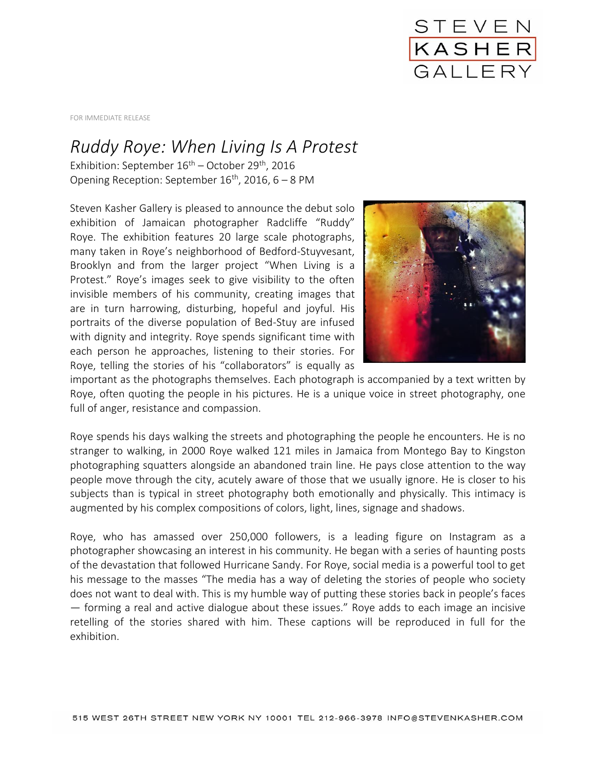FOR IMMEDIATE RELEASE

# *Ruddy Roye: When Living Is A Protest*

Exhibition: September 16th – October 29th, 2016
Opening Reception: September 16th, 2016, 6 – 8 PM

Steven Kasher Gallery is pleased to announce the debut solo exhibition of Jamaican photographer Radcliffe "Ruddy" Roye. The exhibition features 20 large scale photographs, many taken in Roye's neighborhood of Bedford-Stuyvesant, Brooklyn and from the larger project "When Living is a Protest." Roye's images seek to give visibility to the often invisible members of his community, creating images that are in turn harrowing, disturbing, hopeful and joyful. His portraits of the diverse population of Bed-Stuy are infused with dignity and integrity. Roye spends significant time with each person he approaches, listening to their stories. For Roye, telling the stories of his "collaborators" is equally as important as the photographs themselves. Each photograph is accompanied by a text written by Roye, often quoting the people in his pictures. He is a unique voice in street photography, one full of anger, resistance and compassion.

Roye spends his days walking the streets and photographing the people he encounters. He is no stranger to walking, in 2000 Roye walked 121 miles in Jamaica from Montego Bay to Kingston photographing squatters alongside an abandoned train line. He pays close attention to the way people move through the city, acutely aware of those that we usually ignore. He is closer to his subjects than is typical in street photography both emotionally and physically. This intimacy is augmented by his complex compositions of colors, light, lines, signage and shadows.

Roye, who has amassed over 250,000 followers, is a leading figure on Instagram as a photographer showcasing an interest in his community. He began with a series of haunting posts of the devastation that followed Hurricane Sandy. For Roye, social media is a powerful tool to get his message to the masses "The media has a way of deleting the stories of people who society does not want to deal with. This is my humble way of putting these stories back in people's faces — forming a real and active dialogue about these issues." Roye adds to each image an incisive retelling of the stories shared with him. These captions will be reproduced in full for the exhibition.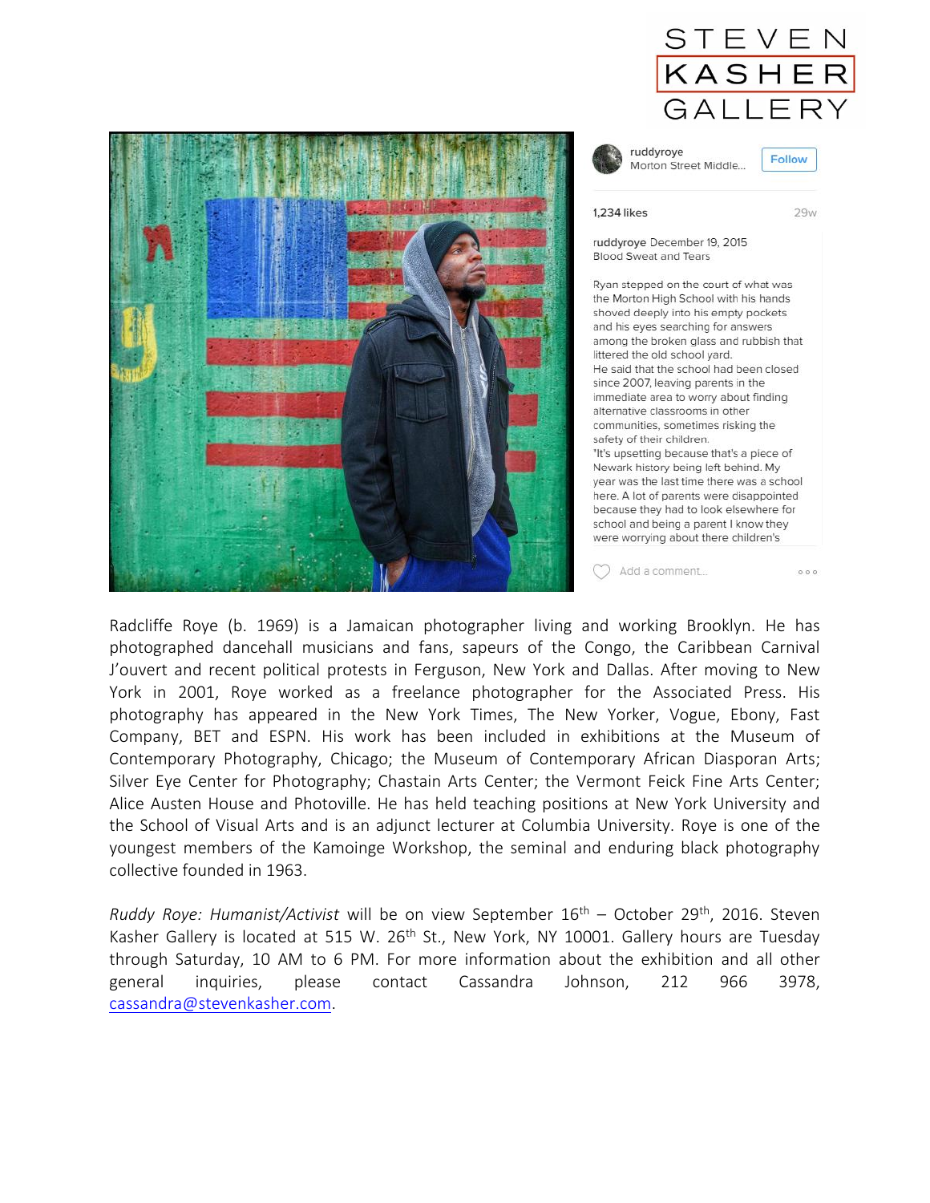STEVEN
KASHER
GALLERY

ruddyroye
Morton Street Middle...
Follow

1,234 likes
29w

ruddyroye December 19, 2015
Blood Sweat and Tears

Ryan stepped on the court of what was the Morton High School with his hands shoved deeply into his empty pockets and his eyes searching for answers among the broken glass and rubbish that littered the old school yard.
He said that the school had been closed since 2007, leaving parents in the immediate area to worry about finding alternative classrooms in other communities, sometimes risking the safety of their children.
"It's upsetting because that's a piece of Newark history being left behind. My year was the last time there was a school here. A lot of parents were disappointed because they had to look elsewhere for school and being a parent I know they were worrying about there children's

Add a comment...

Radcliffe Roye (b. 1969) is a Jamaican photographer living and working Brooklyn. He has photographed dancehall musicians and fans, sapeurs of the Congo, the Caribbean Carnival J'ouvert and recent political protests in Ferguson, New York and Dallas. After moving to New York in 2001, Roye worked as a freelance photographer for the Associated Press. His photography has appeared in the New York Times, The New Yorker, Vogue, Ebony, Fast Company, BET and ESPN. His work has been included in exhibitions at the Museum of Contemporary Photography, Chicago; the Museum of Contemporary African Diasporan Arts; Silver Eye Center for Photography; Chastain Arts Center; the Vermont Feick Fine Arts Center; Alice Austen House and Photoville. He has held teaching positions at New York University and the School of Visual Arts and is an adjunct lecturer at Columbia University. Roye is one of the youngest members of the Kamoinge Workshop, the seminal and enduring black photography collective founded in 1963.

*Ruddy Roye: Humanist/Activist* will be on view September 16th – October 29th, 2016. Steven Kasher Gallery is located at 515 W. 26th St., New York, NY 10001. Gallery hours are Tuesday through Saturday, 10 AM to 6 PM. For more information about the exhibition and all other general inquiries, please contact Cassandra Johnson, 212 966 3978, cassandra@stevenkasher.com.